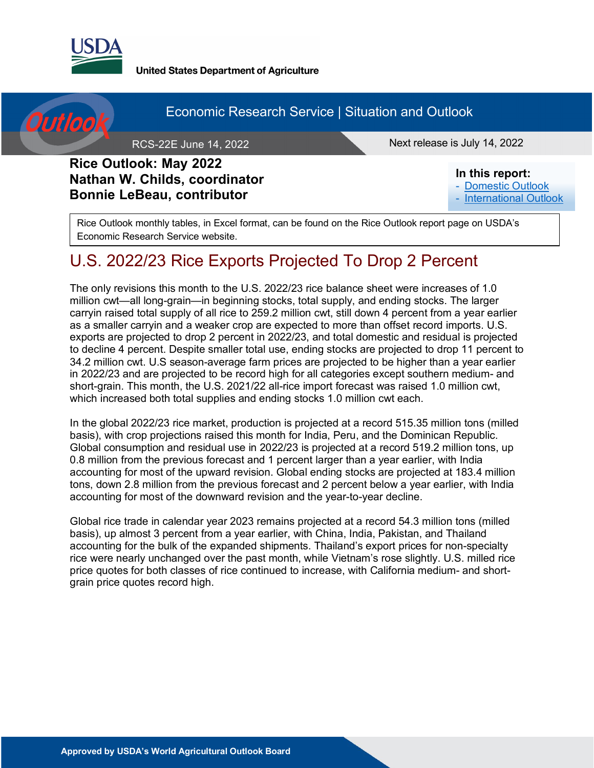USDA

United States Department of Agriculture

Economic Research Service | Situation and Outlook

RCS-22E June 14, 2022

Next release is July 14, 2022

**Rice Outlook: May 2022**
**Nathan W. Childs, coordinator**
**Bonnie LeBeau, contributor**

**In this report:**
- Domestic Outlook
- International Outlook

Rice Outlook monthly tables, in Excel format, can be found on the Rice Outlook report page on USDA's Economic Research Service website.

# U.S. 2022/23 Rice Exports Projected To Drop 2 Percent

The only revisions this month to the U.S. 2022/23 rice balance sheet were increases of 1.0 million cwt—all long-grain—in beginning stocks, total supply, and ending stocks. The larger carryin raised total supply of all rice to 259.2 million cwt, still down 4 percent from a year earlier as a smaller carryin and a weaker crop are expected to more than offset record imports. U.S. exports are projected to drop 2 percent in 2022/23, and total domestic and residual is projected to decline 4 percent. Despite smaller total use, ending stocks are projected to drop 11 percent to 34.2 million cwt. U.S season-average farm prices are projected to be higher than a year earlier in 2022/23 and are projected to be record high for all categories except southern medium- and short-grain. This month, the U.S. 2021/22 all-rice import forecast was raised 1.0 million cwt, which increased both total supplies and ending stocks 1.0 million cwt each.

In the global 2022/23 rice market, production is projected at a record 515.35 million tons (milled basis), with crop projections raised this month for India, Peru, and the Dominican Republic. Global consumption and residual use in 2022/23 is projected at a record 519.2 million tons, up 0.8 million from the previous forecast and 1 percent larger than a year earlier, with India accounting for most of the upward revision. Global ending stocks are projected at 183.4 million tons, down 2.8 million from the previous forecast and 2 percent below a year earlier, with India accounting for most of the downward revision and the year-to-year decline.

Global rice trade in calendar year 2023 remains projected at a record 54.3 million tons (milled basis), up almost 3 percent from a year earlier, with China, India, Pakistan, and Thailand accounting for the bulk of the expanded shipments. Thailand's export prices for non-specialty rice were nearly unchanged over the past month, while Vietnam's rose slightly. U.S. milled rice price quotes for both classes of rice continued to increase, with California medium- and short-grain price quotes record high.

Approved by USDA's World Agricultural Outlook Board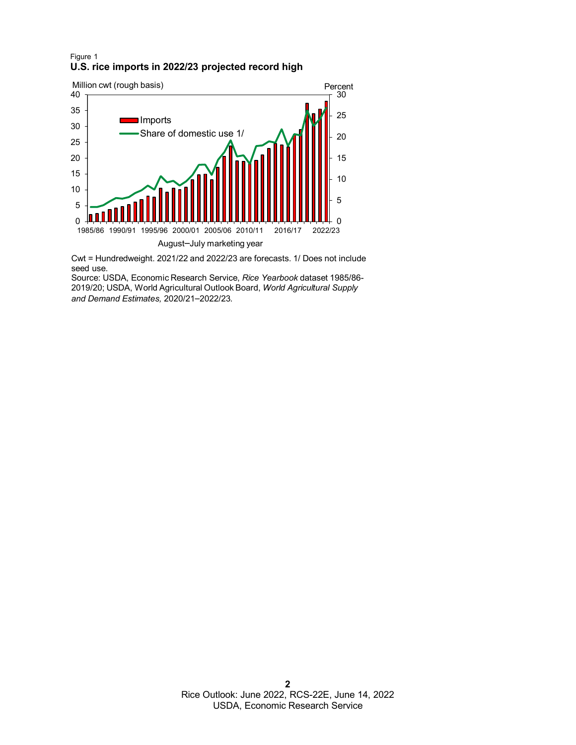Figure 1

**U.S. rice imports in 2022/23 projected record high**

Cwt = Hundredweight. 2021/22 and 2022/23 are forecasts. 1/ Does not include seed use.

Source: USDA, Economic Research Service, *Rice Yearbook* dataset 1985/86-2019/20; USDA, World Agricultural Outlook Board, *World Agricultural Supply and Demand Estimates,* 2020/21–2022/23.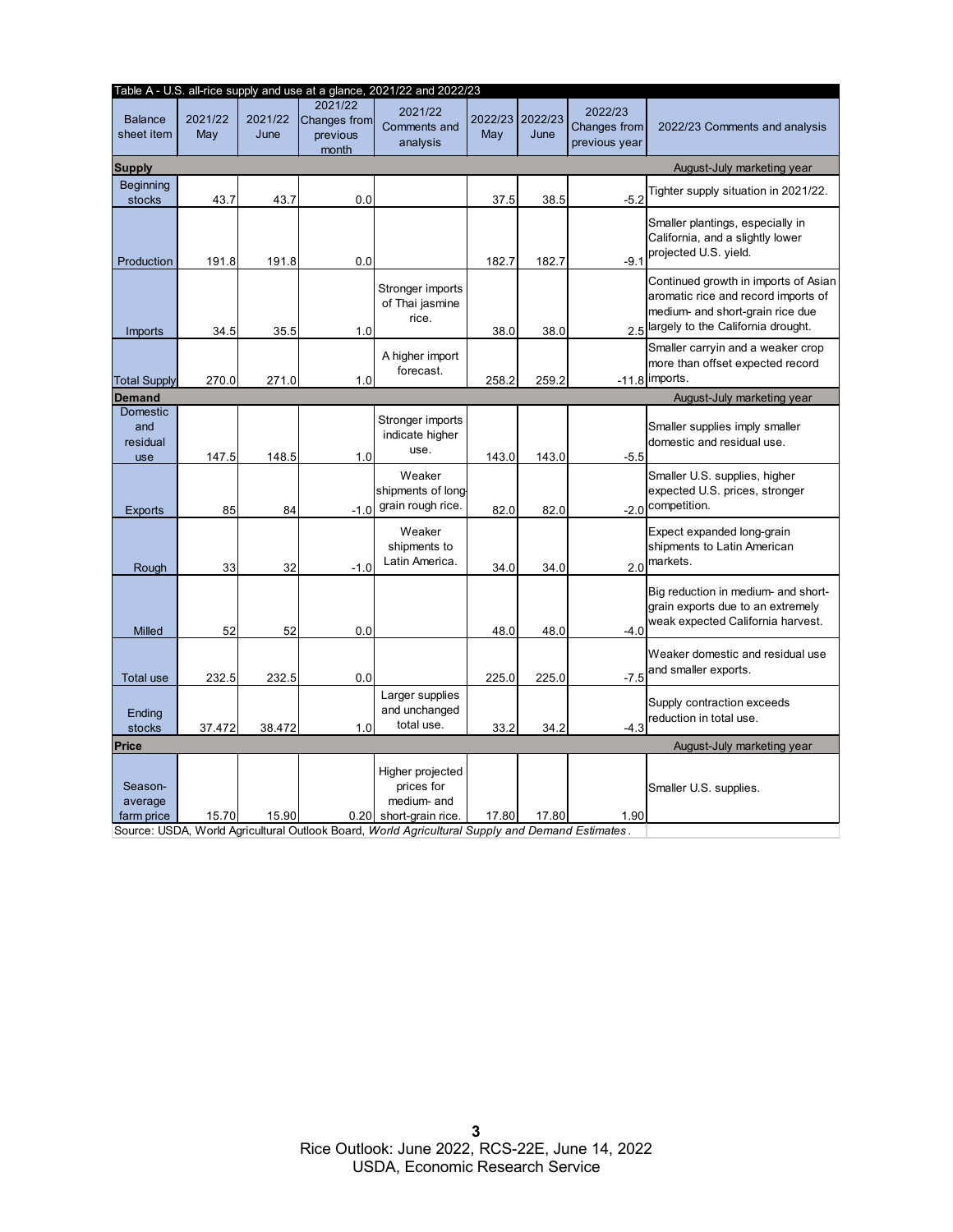Table A - U.S. all-rice supply and use at a glance, 2021/22 and 2022/23

| Balance sheet item | 2021/22 May | 2021/22 June | 2021/22 Changes from previous month | 2021/22 Comments and analysis | 2022/23 May | 2022/23 June | 2022/23 Changes from previous year | 2022/23 Comments and analysis |
|---|---|---|---|---|---|---|---|---|
| **Supply** | | | | | | | | August-July marketing year |
| Beginning stocks | 43.7 | 43.7 | 0.0 | | 37.5 | 38.5 | -5.2 | Tighter supply situation in 2021/22. |
| Production | 191.8 | 191.8 | 0.0 | | 182.7 | 182.7 | -9.1 | Smaller plantings, especially in California, and a slightly lower projected U.S. yield. |
| Imports | 34.5 | 35.5 | 1.0 | Stronger imports of Thai jasmine rice. | 38.0 | 38.0 | 2.5 | Continued growth in imports of Asian aromatic rice and record imports of medium- and short-grain rice due largely to the California drought. |
| Total Supply | 270.0 | 271.0 | 1.0 | A higher import forecast. | 258.2 | 259.2 | -11.8 | Smaller carryin and a weaker crop more than offset expected record imports. |
| **Demand** | | | | | | | | August-July marketing year |
| Domestic and residual use | 147.5 | 148.5 | 1.0 | Stronger imports indicate higher use. | 143.0 | 143.0 | -5.5 | Smaller supplies imply smaller domestic and residual use. |
| Exports | 85 | 84 | -1.0 | Weaker shipments of long-grain rough rice. | 82.0 | 82.0 | -2.0 | Smaller U.S. supplies, higher expected U.S. prices, stronger competition. |
| Rough | 33 | 32 | -1.0 | Weaker shipments to Latin America. | 34.0 | 34.0 | 2.0 | Expect expanded long-grain shipments to Latin American markets. |
| Milled | 52 | 52 | 0.0 | | 48.0 | 48.0 | -4.0 | Big reduction in medium- and short-grain exports due to an extremely weak expected California harvest. |
| Total use | 232.5 | 232.5 | 0.0 | | 225.0 | 225.0 | -7.5 | Weaker domestic and residual use and smaller exports. |
| Ending stocks | 37.472 | 38.472 | 1.0 | Larger supplies and unchanged total use. | 33.2 | 34.2 | -4.3 | Supply contraction exceeds reduction in total use. |
| **Price** | | | | | | | | August-July marketing year |
| Season-average farm price | 15.70 | 15.90 | 0.20 | Higher projected prices for medium- and short-grain rice. | 17.80 | 17.80 | 1.90 | Smaller U.S. supplies. |

Source: USDA, World Agricultural Outlook Board, *World Agricultural Supply and Demand Estimates*.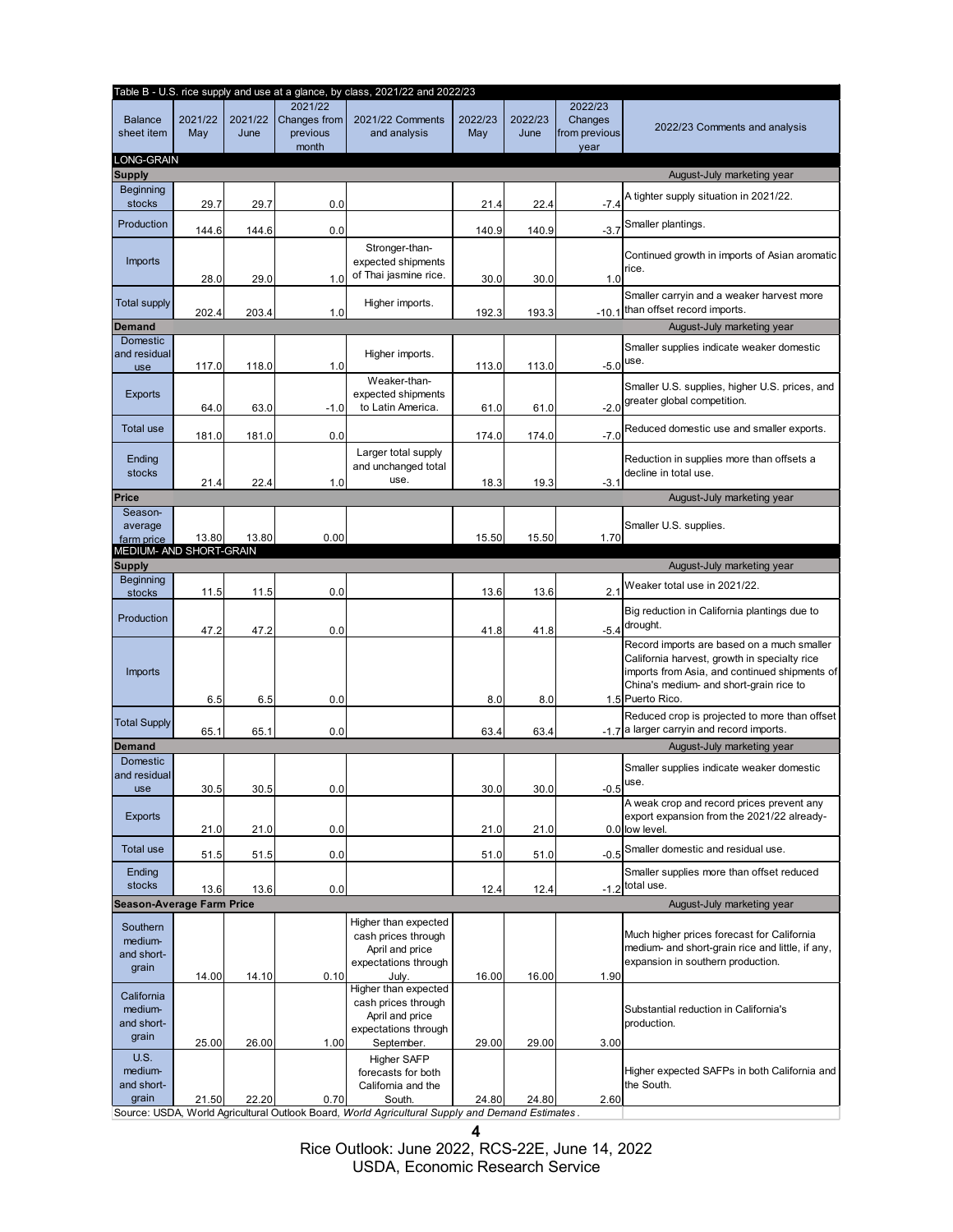Table B - U.S. rice supply and use at a glance, by class, 2021/22 and 2022/23

| Balance sheet item | 2021/22 May | 2021/22 June | 2021/22 Changes from previous month | 2021/22 Comments and analysis | 2022/23 May | 2022/23 June | 2022/23 Changes from previous year | 2022/23 Comments and analysis |
|---|---|---|---|---|---|---|---|---|
| **LONG-GRAIN** | | | | | | | | |
| **Supply** | | | | | | | | August-July marketing year |
| Beginning stocks | 29.7 | 29.7 | 0.0 | | 21.4 | 22.4 | -7.4 | A tighter supply situation in 2021/22. |
| Production | 144.6 | 144.6 | 0.0 | | 140.9 | 140.9 | -3.7 | Smaller plantings. |
| Imports | 28.0 | 29.0 | 1.0 | Stronger-than-expected shipments of Thai jasmine rice. | 30.0 | 30.0 | 1.0 | Continued growth in imports of Asian aromatic rice. |
| Total supply | 202.4 | 203.4 | 1.0 | Higher imports. | 192.3 | 193.3 | -10.1 | Smaller carryin and a weaker harvest more than offset record imports. |
| **Demand** | | | | | | | | August-July marketing year |
| Domestic and residual use | 117.0 | 118.0 | 1.0 | Higher imports. | 113.0 | 113.0 | -5.0 | Smaller supplies indicate weaker domestic use. |
| Exports | 64.0 | 63.0 | -1.0 | Weaker-than-expected shipments to Latin America. | 61.0 | 61.0 | -2.0 | Smaller U.S. supplies, higher U.S. prices, and greater global competition. |
| Total use | 181.0 | 181.0 | 0.0 | | 174.0 | 174.0 | -7.0 | Reduced domestic use and smaller exports. |
| Ending stocks | 21.4 | 22.4 | 1.0 | Larger total supply and unchanged total use. | 18.3 | 19.3 | -3.1 | Reduction in supplies more than offsets a decline in total use. |
| **Price** | | | | | | | | August-July marketing year |
| Season-average farm price | 13.80 | 13.80 | 0.00 | | 15.50 | 15.50 | 1.70 | Smaller U.S. supplies. |
| **MEDIUM- AND SHORT-GRAIN** | | | | | | | | |
| **Supply** | | | | | | | | August-July marketing year |
| Beginning stocks | 11.5 | 11.5 | 0.0 | | 13.6 | 13.6 | 2.1 | Weaker total use in 2021/22. |
| Production | 47.2 | 47.2 | 0.0 | | 41.8 | 41.8 | -5.4 | Big reduction in California plantings due to drought. |
| Imports | 6.5 | 6.5 | 0.0 | | 8.0 | 8.0 | 1.5 | Record imports are based on a much smaller California harvest, growth in specialty rice imports from Asia, and continued shipments of China's medium- and short-grain rice to Puerto Rico. |
| Total Supply | 65.1 | 65.1 | 0.0 | | 63.4 | 63.4 | -1.7 | Reduced crop is projected to more than offset a larger carryin and record imports. |
| **Demand** | | | | | | | | August-July marketing year |
| Domestic and residual use | 30.5 | 30.5 | 0.0 | | 30.0 | 30.0 | -0.5 | Smaller supplies indicate weaker domestic use. |
| Exports | 21.0 | 21.0 | 0.0 | | 21.0 | 21.0 | 0.0 | A weak crop and record prices prevent any export expansion from the 2021/22 already-low level. |
| Total use | 51.5 | 51.5 | 0.0 | | 51.0 | 51.0 | -0.5 | Smaller domestic and residual use. |
| Ending stocks | 13.6 | 13.6 | 0.0 | | 12.4 | 12.4 | -1.2 | Smaller supplies more than offset reduced total use. |
| **Season-Average Farm Price** | | | | | | | | August-July marketing year |
| Southern medium- and short-grain | 14.00 | 14.10 | 0.10 | Higher than expected cash prices through April and price expectations through July. | 16.00 | 16.00 | 1.90 | Much higher prices forecast for California medium- and short-grain rice and little, if any, expansion in southern production. |
| California medium- and short-grain | 25.00 | 26.00 | 1.00 | Higher than expected cash prices through April and price expectations through September. | 29.00 | 29.00 | 3.00 | Substantial reduction in California's production. |
| U.S. medium- and short-grain | 21.50 | 22.20 | 0.70 | Higher SAFP forecasts for both California and the South. | 24.80 | 24.80 | 2.60 | Higher expected SAFPs in both California and the South. |

Source: USDA, World Agricultural Outlook Board, *World Agricultural Supply and Demand Estimates*.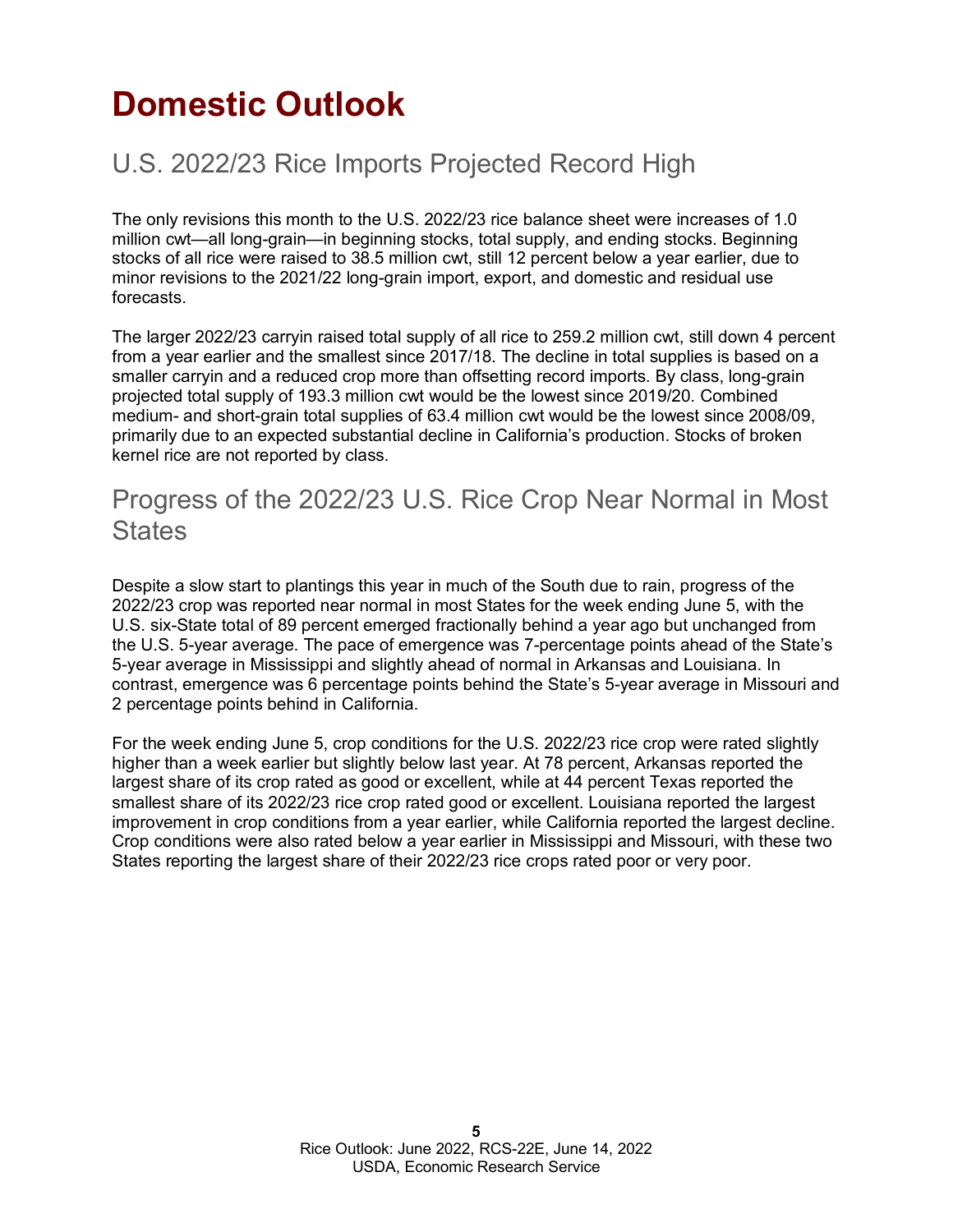# Domestic Outlook

## U.S. 2022/23 Rice Imports Projected Record High

The only revisions this month to the U.S. 2022/23 rice balance sheet were increases of 1.0 million cwt—all long-grain—in beginning stocks, total supply, and ending stocks. Beginning stocks of all rice were raised to 38.5 million cwt, still 12 percent below a year earlier, due to minor revisions to the 2021/22 long-grain import, export, and domestic and residual use forecasts.

The larger 2022/23 carryin raised total supply of all rice to 259.2 million cwt, still down 4 percent from a year earlier and the smallest since 2017/18. The decline in total supplies is based on a smaller carryin and a reduced crop more than offsetting record imports. By class, long-grain projected total supply of 193.3 million cwt would be the lowest since 2019/20. Combined medium- and short-grain total supplies of 63.4 million cwt would be the lowest since 2008/09, primarily due to an expected substantial decline in California's production. Stocks of broken kernel rice are not reported by class.

## Progress of the 2022/23 U.S. Rice Crop Near Normal in Most States

Despite a slow start to plantings this year in much of the South due to rain, progress of the 2022/23 crop was reported near normal in most States for the week ending June 5, with the U.S. six-State total of 89 percent emerged fractionally behind a year ago but unchanged from the U.S. 5-year average. The pace of emergence was 7-percentage points ahead of the State's 5-year average in Mississippi and slightly ahead of normal in Arkansas and Louisiana. In contrast, emergence was 6 percentage points behind the State's 5-year average in Missouri and 2 percentage points behind in California.

For the week ending June 5, crop conditions for the U.S. 2022/23 rice crop were rated slightly higher than a week earlier but slightly below last year. At 78 percent, Arkansas reported the largest share of its crop rated as good or excellent, while at 44 percent Texas reported the smallest share of its 2022/23 rice crop rated good or excellent. Louisiana reported the largest improvement in crop conditions from a year earlier, while California reported the largest decline. Crop conditions were also rated below a year earlier in Mississippi and Missouri, with these two States reporting the largest share of their 2022/23 rice crops rated poor or very poor.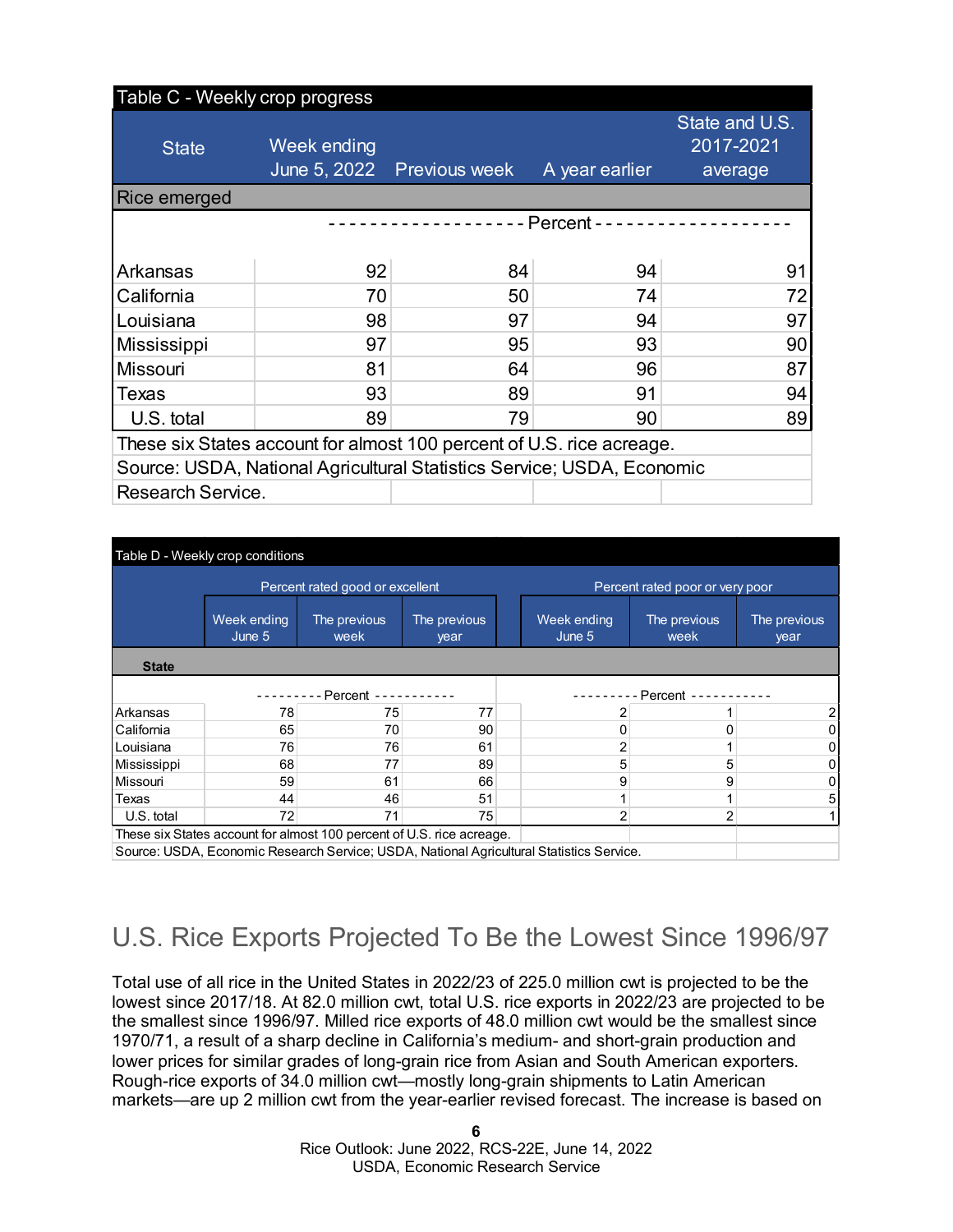**Table C - Weekly crop progress**

| State | Week ending June 5, 2022 | Previous week | A year earlier | State and U.S. 2017-2021 average |
|---|---|---|---|---|
| **Rice emerged** | | | | |
| | Percent | | | |
| Arkansas | 92 | 84 | 94 | 91 |
| California | 70 | 50 | 74 | 72 |
| Louisiana | 98 | 97 | 94 | 97 |
| Mississippi | 97 | 95 | 93 | 90 |
| Missouri | 81 | 64 | 96 | 87 |
| Texas | 93 | 89 | 91 | 94 |
| U.S. total | 89 | 79 | 90 | 89 |

These six States account for almost 100 percent of U.S. rice acreage.
Source: USDA, National Agricultural Statistics Service; USDA, Economic Research Service.

**Table D - Weekly crop conditions**

| | Percent rated good or excellent | | | Percent rated poor or very poor | | |
|---|---|---|---|---|---|---|
| State | Week ending June 5 | The previous week | The previous year | Week ending June 5 | The previous week | The previous year |
| | Percent | | | Percent | | |
| Arkansas | 78 | 75 | 77 | 2 | 1 | 2 |
| California | 65 | 70 | 90 | 0 | 0 | 0 |
| Louisiana | 76 | 76 | 61 | 2 | 1 | 0 |
| Mississippi | 68 | 77 | 89 | 5 | 5 | 0 |
| Missouri | 59 | 61 | 66 | 9 | 9 | 0 |
| Texas | 44 | 46 | 51 | 1 | 1 | 5 |
| U.S. total | 72 | 71 | 75 | 2 | 2 | 1 |

These six States account for almost 100 percent of U.S. rice acreage.
Source: USDA, Economic Research Service; USDA, National Agricultural Statistics Service.

## U.S. Rice Exports Projected To Be the Lowest Since 1996/97

Total use of all rice in the United States in 2022/23 of 225.0 million cwt is projected to be the lowest since 2017/18. At 82.0 million cwt, total U.S. rice exports in 2022/23 are projected to be the smallest since 1996/97. Milled rice exports of 48.0 million cwt would be the smallest since 1970/71, a result of a sharp decline in California's medium- and short-grain production and lower prices for similar grades of long-grain rice from Asian and South American exporters. Rough-rice exports of 34.0 million cwt—mostly long-grain shipments to Latin American markets—are up 2 million cwt from the year-earlier revised forecast. The increase is based on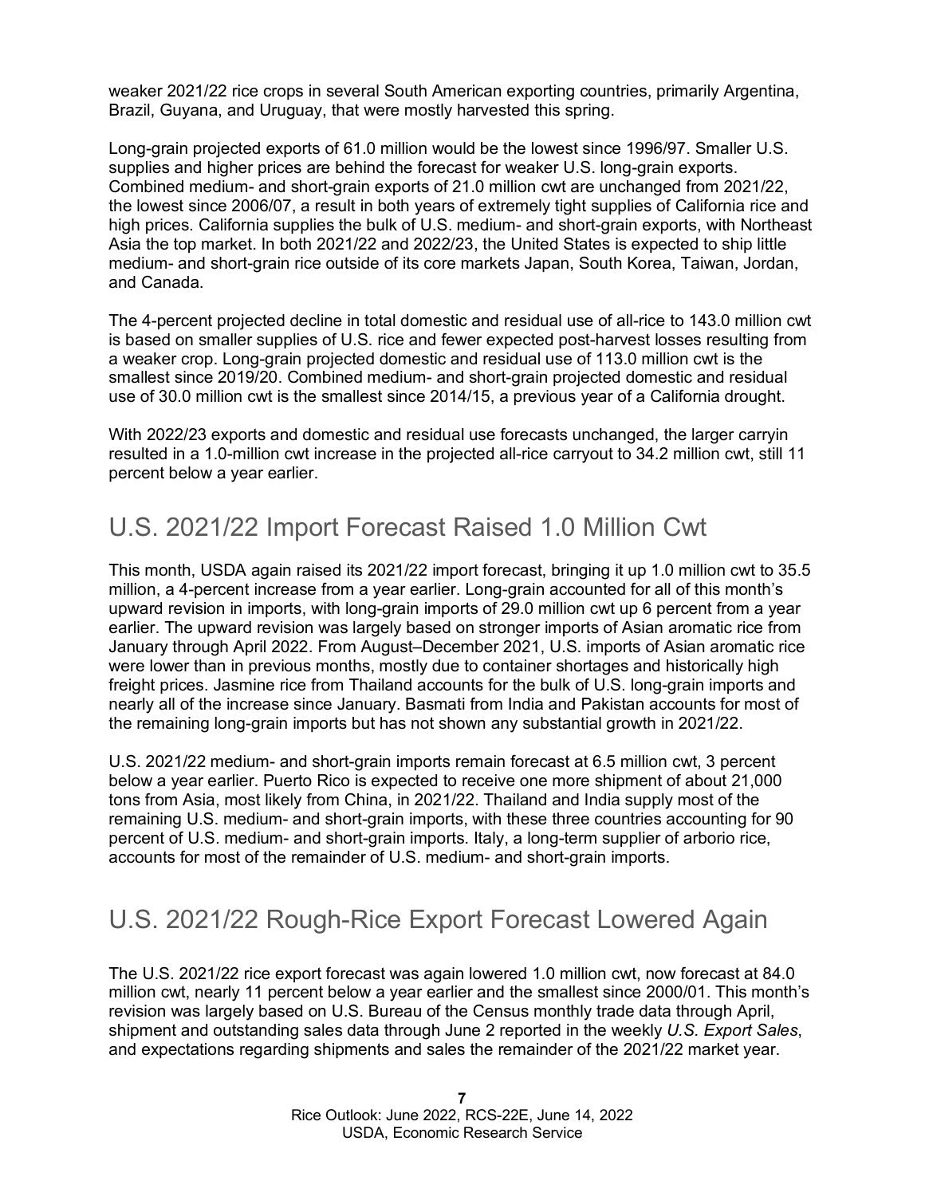weaker 2021/22 rice crops in several South American exporting countries, primarily Argentina, Brazil, Guyana, and Uruguay, that were mostly harvested this spring.

Long-grain projected exports of 61.0 million would be the lowest since 1996/97. Smaller U.S. supplies and higher prices are behind the forecast for weaker U.S. long-grain exports. Combined medium- and short-grain exports of 21.0 million cwt are unchanged from 2021/22, the lowest since 2006/07, a result in both years of extremely tight supplies of California rice and high prices. California supplies the bulk of U.S. medium- and short-grain exports, with Northeast Asia the top market. In both 2021/22 and 2022/23, the United States is expected to ship little medium- and short-grain rice outside of its core markets Japan, South Korea, Taiwan, Jordan, and Canada.

The 4-percent projected decline in total domestic and residual use of all-rice to 143.0 million cwt is based on smaller supplies of U.S. rice and fewer expected post-harvest losses resulting from a weaker crop. Long-grain projected domestic and residual use of 113.0 million cwt is the smallest since 2019/20. Combined medium- and short-grain projected domestic and residual use of 30.0 million cwt is the smallest since 2014/15, a previous year of a California drought.

With 2022/23 exports and domestic and residual use forecasts unchanged, the larger carryin resulted in a 1.0-million cwt increase in the projected all-rice carryout to 34.2 million cwt, still 11 percent below a year earlier.

## U.S. 2021/22 Import Forecast Raised 1.0 Million Cwt

This month, USDA again raised its 2021/22 import forecast, bringing it up 1.0 million cwt to 35.5 million, a 4-percent increase from a year earlier. Long-grain accounted for all of this month's upward revision in imports, with long-grain imports of 29.0 million cwt up 6 percent from a year earlier. The upward revision was largely based on stronger imports of Asian aromatic rice from January through April 2022. From August–December 2021, U.S. imports of Asian aromatic rice were lower than in previous months, mostly due to container shortages and historically high freight prices. Jasmine rice from Thailand accounts for the bulk of U.S. long-grain imports and nearly all of the increase since January. Basmati from India and Pakistan accounts for most of the remaining long-grain imports but has not shown any substantial growth in 2021/22.

U.S. 2021/22 medium- and short-grain imports remain forecast at 6.5 million cwt, 3 percent below a year earlier. Puerto Rico is expected to receive one more shipment of about 21,000 tons from Asia, most likely from China, in 2021/22. Thailand and India supply most of the remaining U.S. medium- and short-grain imports, with these three countries accounting for 90 percent of U.S. medium- and short-grain imports. Italy, a long-term supplier of arborio rice, accounts for most of the remainder of U.S. medium- and short-grain imports.

## U.S. 2021/22 Rough-Rice Export Forecast Lowered Again

The U.S. 2021/22 rice export forecast was again lowered 1.0 million cwt, now forecast at 84.0 million cwt, nearly 11 percent below a year earlier and the smallest since 2000/01. This month's revision was largely based on U.S. Bureau of the Census monthly trade data through April, shipment and outstanding sales data through June 2 reported in the weekly *U.S. Export Sales*, and expectations regarding shipments and sales the remainder of the 2021/22 market year.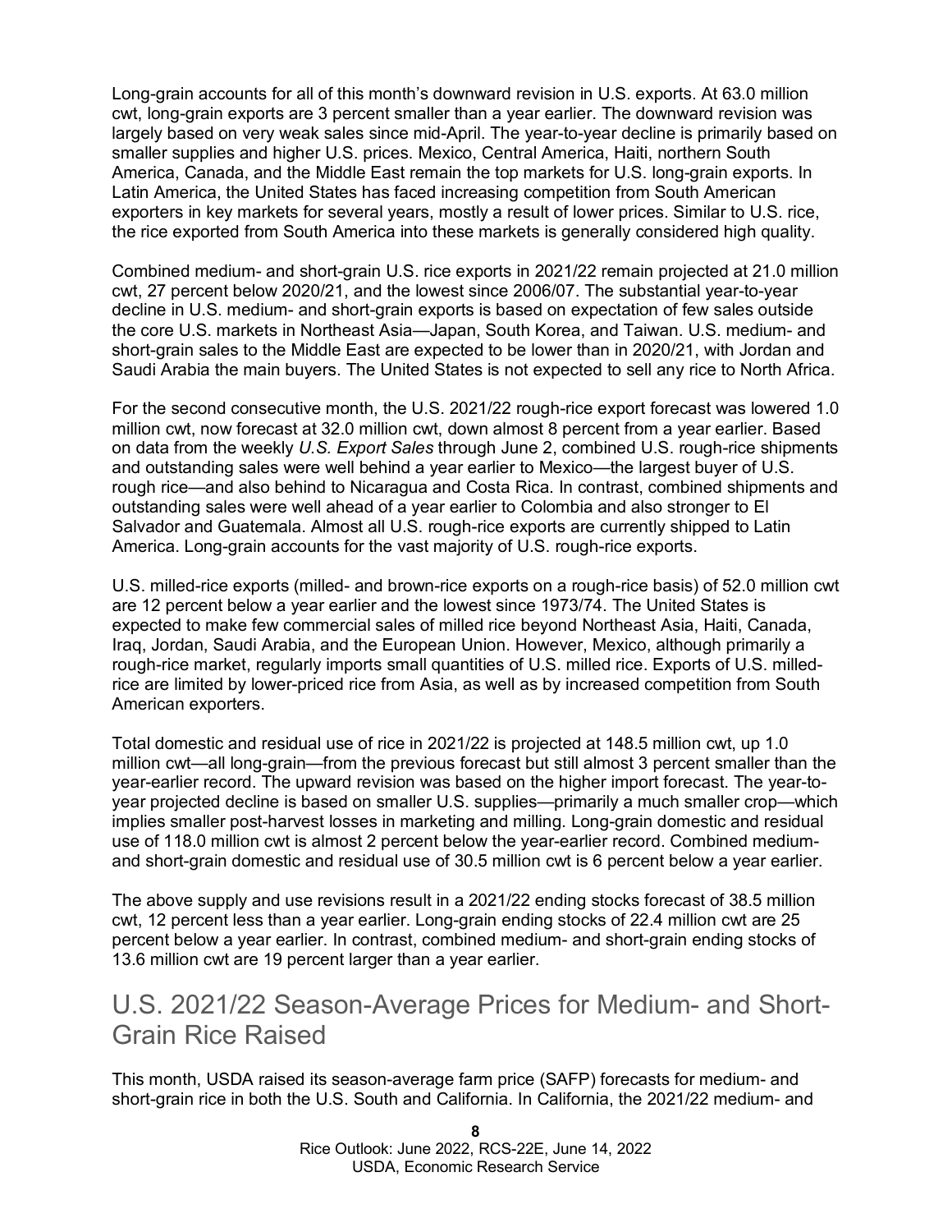Long-grain accounts for all of this month's downward revision in U.S. exports. At 63.0 million cwt, long-grain exports are 3 percent smaller than a year earlier. The downward revision was largely based on very weak sales since mid-April. The year-to-year decline is primarily based on smaller supplies and higher U.S. prices. Mexico, Central America, Haiti, northern South America, Canada, and the Middle East remain the top markets for U.S. long-grain exports. In Latin America, the United States has faced increasing competition from South American exporters in key markets for several years, mostly a result of lower prices. Similar to U.S. rice, the rice exported from South America into these markets is generally considered high quality.

Combined medium- and short-grain U.S. rice exports in 2021/22 remain projected at 21.0 million cwt, 27 percent below 2020/21, and the lowest since 2006/07. The substantial year-to-year decline in U.S. medium- and short-grain exports is based on expectation of few sales outside the core U.S. markets in Northeast Asia—Japan, South Korea, and Taiwan. U.S. medium- and short-grain sales to the Middle East are expected to be lower than in 2020/21, with Jordan and Saudi Arabia the main buyers. The United States is not expected to sell any rice to North Africa.

For the second consecutive month, the U.S. 2021/22 rough-rice export forecast was lowered 1.0 million cwt, now forecast at 32.0 million cwt, down almost 8 percent from a year earlier. Based on data from the weekly *U.S. Export Sales* through June 2, combined U.S. rough-rice shipments and outstanding sales were well behind a year earlier to Mexico—the largest buyer of U.S. rough rice—and also behind to Nicaragua and Costa Rica. In contrast, combined shipments and outstanding sales were well ahead of a year earlier to Colombia and also stronger to El Salvador and Guatemala. Almost all U.S. rough-rice exports are currently shipped to Latin America. Long-grain accounts for the vast majority of U.S. rough-rice exports.

U.S. milled-rice exports (milled- and brown-rice exports on a rough-rice basis) of 52.0 million cwt are 12 percent below a year earlier and the lowest since 1973/74. The United States is expected to make few commercial sales of milled rice beyond Northeast Asia, Haiti, Canada, Iraq, Jordan, Saudi Arabia, and the European Union. However, Mexico, although primarily a rough-rice market, regularly imports small quantities of U.S. milled rice. Exports of U.S. milled-rice are limited by lower-priced rice from Asia, as well as by increased competition from South American exporters.

Total domestic and residual use of rice in 2021/22 is projected at 148.5 million cwt, up 1.0 million cwt—all long-grain—from the previous forecast but still almost 3 percent smaller than the year-earlier record. The upward revision was based on the higher import forecast. The year-to-year projected decline is based on smaller U.S. supplies—primarily a much smaller crop—which implies smaller post-harvest losses in marketing and milling. Long-grain domestic and residual use of 118.0 million cwt is almost 2 percent below the year-earlier record. Combined medium- and short-grain domestic and residual use of 30.5 million cwt is 6 percent below a year earlier.

The above supply and use revisions result in a 2021/22 ending stocks forecast of 38.5 million cwt, 12 percent less than a year earlier. Long-grain ending stocks of 22.4 million cwt are 25 percent below a year earlier. In contrast, combined medium- and short-grain ending stocks of 13.6 million cwt are 19 percent larger than a year earlier.

## U.S. 2021/22 Season-Average Prices for Medium- and Short-Grain Rice Raised

This month, USDA raised its season-average farm price (SAFP) forecasts for medium- and short-grain rice in both the U.S. South and California. In California, the 2021/22 medium- and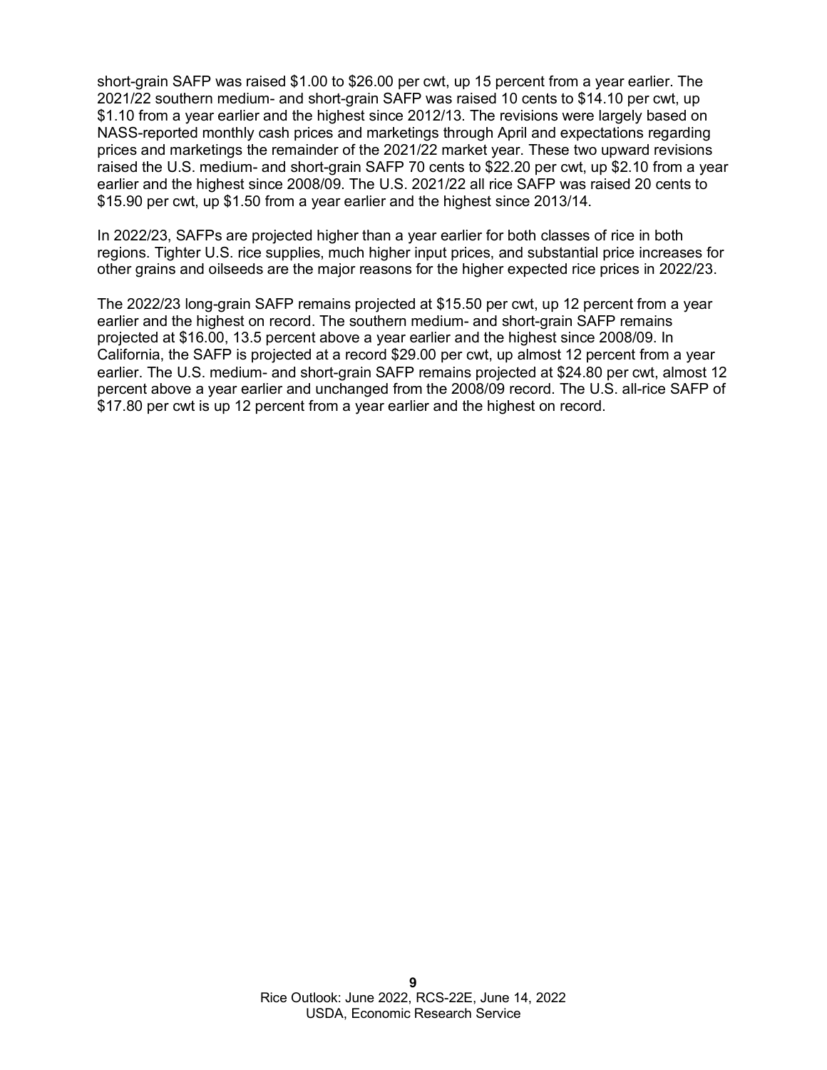short-grain SAFP was raised $1.00 to $26.00 per cwt, up 15 percent from a year earlier. The 2021/22 southern medium- and short-grain SAFP was raised 10 cents to $14.10 per cwt, up $1.10 from a year earlier and the highest since 2012/13. The revisions were largely based on NASS-reported monthly cash prices and marketings through April and expectations regarding prices and marketings the remainder of the 2021/22 market year. These two upward revisions raised the U.S. medium- and short-grain SAFP 70 cents to $22.20 per cwt, up $2.10 from a year earlier and the highest since 2008/09. The U.S. 2021/22 all rice SAFP was raised 20 cents to $15.90 per cwt, up $1.50 from a year earlier and the highest since 2013/14.

In 2022/23, SAFPs are projected higher than a year earlier for both classes of rice in both regions. Tighter U.S. rice supplies, much higher input prices, and substantial price increases for other grains and oilseeds are the major reasons for the higher expected rice prices in 2022/23.

The 2022/23 long-grain SAFP remains projected at $15.50 per cwt, up 12 percent from a year earlier and the highest on record. The southern medium- and short-grain SAFP remains projected at $16.00, 13.5 percent above a year earlier and the highest since 2008/09. In California, the SAFP is projected at a record $29.00 per cwt, up almost 12 percent from a year earlier. The U.S. medium- and short-grain SAFP remains projected at $24.80 per cwt, almost 12 percent above a year earlier and unchanged from the 2008/09 record. The U.S. all-rice SAFP of $17.80 per cwt is up 12 percent from a year earlier and the highest on record.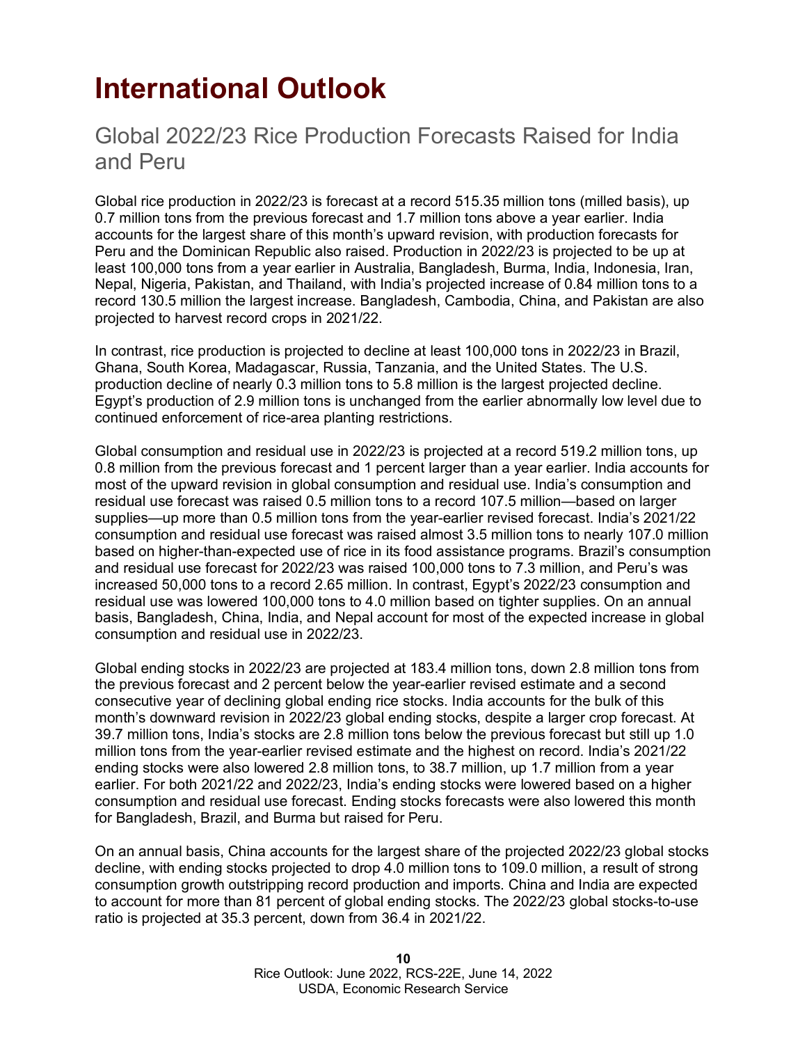# International Outlook

## Global 2022/23 Rice Production Forecasts Raised for India and Peru

Global rice production in 2022/23 is forecast at a record 515.35 million tons (milled basis), up 0.7 million tons from the previous forecast and 1.7 million tons above a year earlier. India accounts for the largest share of this month's upward revision, with production forecasts for Peru and the Dominican Republic also raised. Production in 2022/23 is projected to be up at least 100,000 tons from a year earlier in Australia, Bangladesh, Burma, India, Indonesia, Iran, Nepal, Nigeria, Pakistan, and Thailand, with India's projected increase of 0.84 million tons to a record 130.5 million the largest increase. Bangladesh, Cambodia, China, and Pakistan are also projected to harvest record crops in 2021/22.

In contrast, rice production is projected to decline at least 100,000 tons in 2022/23 in Brazil, Ghana, South Korea, Madagascar, Russia, Tanzania, and the United States. The U.S. production decline of nearly 0.3 million tons to 5.8 million is the largest projected decline. Egypt's production of 2.9 million tons is unchanged from the earlier abnormally low level due to continued enforcement of rice-area planting restrictions.

Global consumption and residual use in 2022/23 is projected at a record 519.2 million tons, up 0.8 million from the previous forecast and 1 percent larger than a year earlier. India accounts for most of the upward revision in global consumption and residual use. India's consumption and residual use forecast was raised 0.5 million tons to a record 107.5 million—based on larger supplies—up more than 0.5 million tons from the year-earlier revised forecast. India's 2021/22 consumption and residual use forecast was raised almost 3.5 million tons to nearly 107.0 million based on higher-than-expected use of rice in its food assistance programs. Brazil's consumption and residual use forecast for 2022/23 was raised 100,000 tons to 7.3 million, and Peru's was increased 50,000 tons to a record 2.65 million. In contrast, Egypt's 2022/23 consumption and residual use was lowered 100,000 tons to 4.0 million based on tighter supplies. On an annual basis, Bangladesh, China, India, and Nepal account for most of the expected increase in global consumption and residual use in 2022/23.

Global ending stocks in 2022/23 are projected at 183.4 million tons, down 2.8 million tons from the previous forecast and 2 percent below the year-earlier revised estimate and a second consecutive year of declining global ending rice stocks. India accounts for the bulk of this month's downward revision in 2022/23 global ending stocks, despite a larger crop forecast. At 39.7 million tons, India's stocks are 2.8 million tons below the previous forecast but still up 1.0 million tons from the year-earlier revised estimate and the highest on record. India's 2021/22 ending stocks were also lowered 2.8 million tons, to 38.7 million, up 1.7 million from a year earlier. For both 2021/22 and 2022/23, India's ending stocks were lowered based on a higher consumption and residual use forecast. Ending stocks forecasts were also lowered this month for Bangladesh, Brazil, and Burma but raised for Peru.

On an annual basis, China accounts for the largest share of the projected 2022/23 global stocks decline, with ending stocks projected to drop 4.0 million tons to 109.0 million, a result of strong consumption growth outstripping record production and imports. China and India are expected to account for more than 81 percent of global ending stocks. The 2022/23 global stocks-to-use ratio is projected at 35.3 percent, down from 36.4 in 2021/22.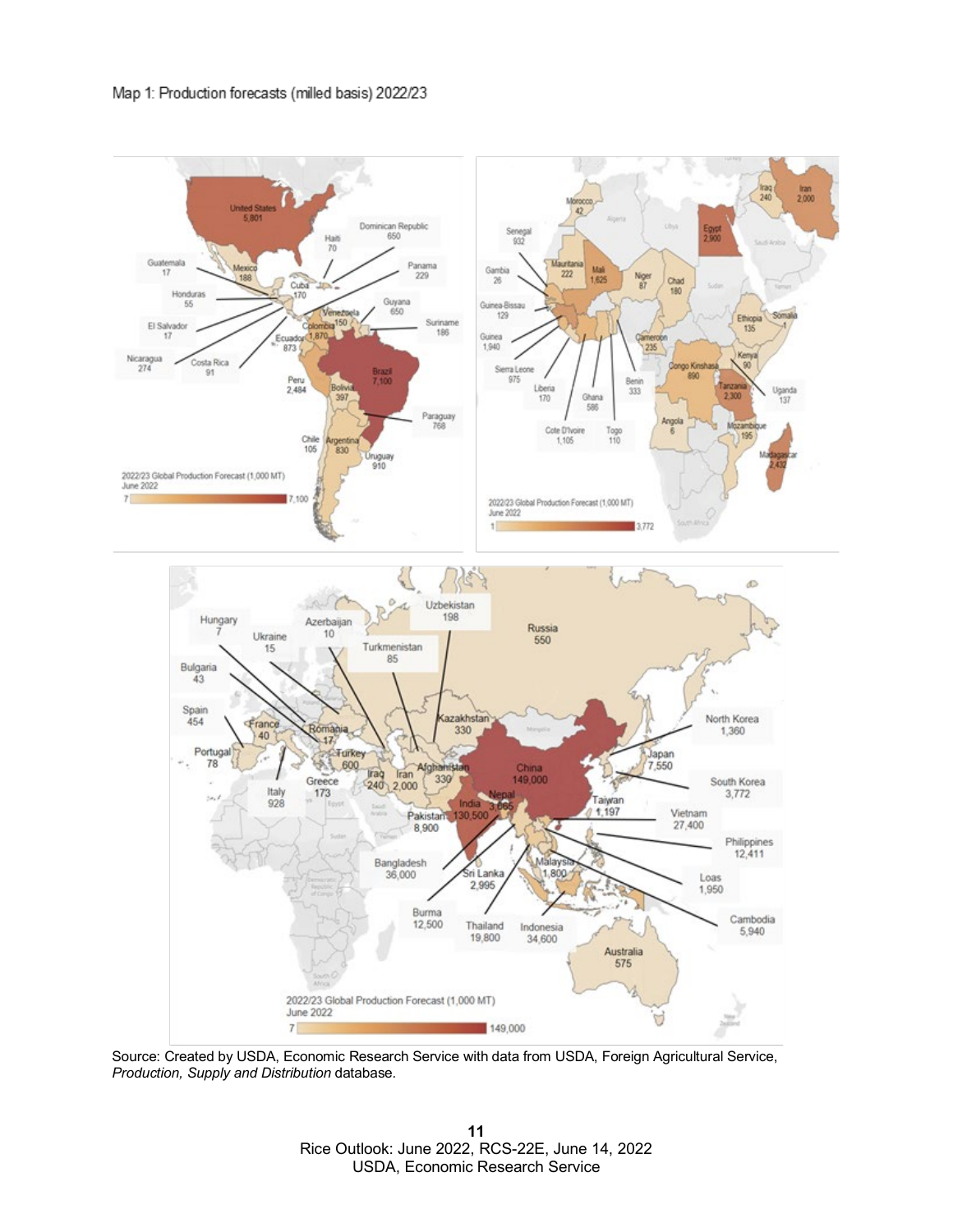Map 1: Production forecasts (milled basis) 2022/23

Source: Created by USDA, Economic Research Service with data from USDA, Foreign Agricultural Service, *Production, Supply and Distribution* database.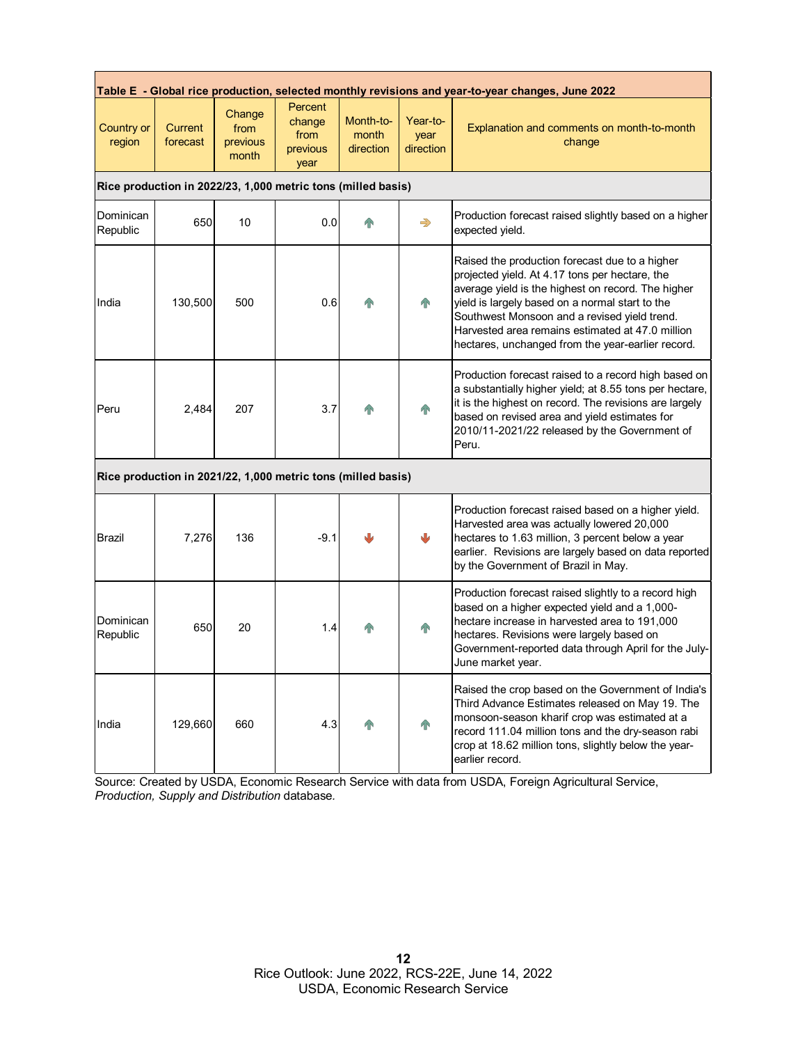**Table E - Global rice production, selected monthly revisions and year-to-year changes, June 2022**

| Country or region | Current forecast | Change from previous month | Percent change from previous year | Month-to-month direction | Year-to-year direction | Explanation and comments on month-to-month change |
|---|---|---|---|---|---|---|
| **Rice production in 2022/23, 1,000 metric tons (milled basis)** | | | | | | |
| Dominican Republic | 650 | 10 | 0.0 | ↑ | → | Production forecast raised slightly based on a higher expected yield. |
| India | 130,500 | 500 | 0.6 | ↑ | ↑ | Raised the production forecast due to a higher projected yield. At 4.17 tons per hectare, the average yield is the highest on record. The higher yield is largely based on a normal start to the Southwest Monsoon and a revised yield trend. Harvested area remains estimated at 47.0 million hectares, unchanged from the year-earlier record. |
| Peru | 2,484 | 207 | 3.7 | ↑ | ↑ | Production forecast raised to a record high based on a substantially higher yield; at 8.55 tons per hectare, it is the highest on record. The revisions are largely based on revised area and yield estimates for 2010/11-2021/22 released by the Government of Peru. |
| **Rice production in 2021/22, 1,000 metric tons (milled basis)** | | | | | | |
| Brazil | 7,276 | 136 | -9.1 | ↓ | ↓ | Production forecast raised based on a higher yield. Harvested area was actually lowered 20,000 hectares to 1.63 million, 3 percent below a year earlier. Revisions are largely based on data reported by the Government of Brazil in May. |
| Dominican Republic | 650 | 20 | 1.4 | ↑ | ↑ | Production forecast raised slightly to a record high based on a higher expected yield and a 1,000-hectare increase in harvested area to 191,000 hectares. Revisions were largely based on Government-reported data through April for the July-June market year. |
| India | 129,660 | 660 | 4.3 | ↑ | ↑ | Raised the crop based on the Government of India's Third Advance Estimates released on May 19. The monsoon-season kharif crop was estimated at a record 111.04 million tons and the dry-season rabi crop at 18.62 million tons, slightly below the year-earlier record. |

Source: Created by USDA, Economic Research Service with data from USDA, Foreign Agricultural Service, *Production, Supply and Distribution* database.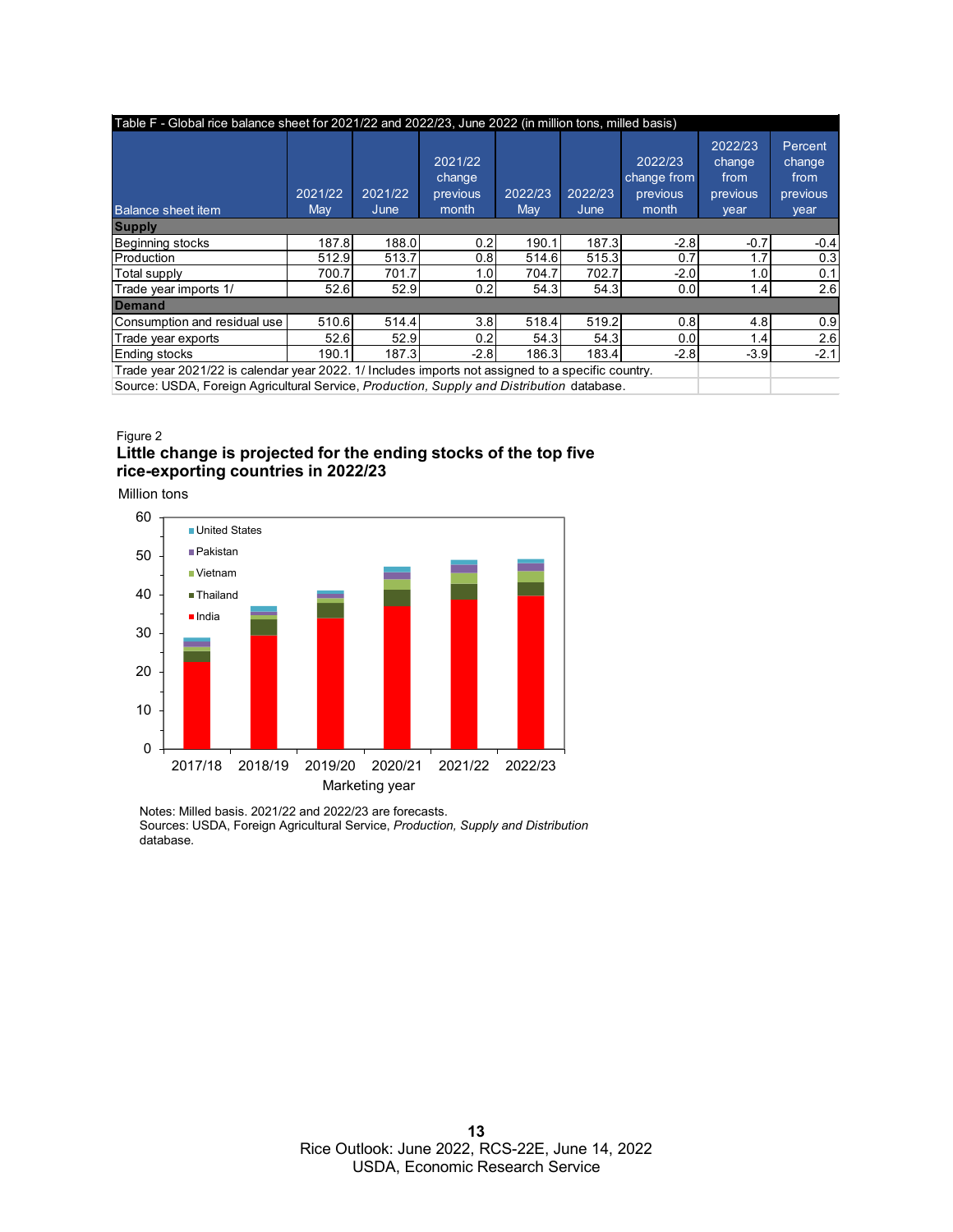| Table F - Global rice balance sheet for 2021/22 and 2022/23, June 2022 (in million tons, milled basis) | | | | | | | | |
|---|---|---|---|---|---|---|---|---|
| Balance sheet item | 2021/22 May | 2021/22 June | 2021/22 change previous month | 2022/23 May | 2022/23 June | 2022/23 change from previous month | 2022/23 change from previous year | Percent change from previous year |
| **Supply** | | | | | | | | |
| Beginning stocks | 187.8 | 188.0 | 0.2 | 190.1 | 187.3 | -2.8 | -0.7 | -0.4 |
| Production | 512.9 | 513.7 | 0.8 | 514.6 | 515.3 | 0.7 | 1.7 | 0.3 |
| Total supply | 700.7 | 701.7 | 1.0 | 704.7 | 702.7 | -2.0 | 1.0 | 0.1 |
| Trade year imports 1/ | 52.6 | 52.9 | 0.2 | 54.3 | 54.3 | 0.0 | 1.4 | 2.6 |
| **Demand** | | | | | | | | |
| Consumption and residual use | 510.6 | 514.4 | 3.8 | 518.4 | 519.2 | 0.8 | 4.8 | 0.9 |
| Trade year exports | 52.6 | 52.9 | 0.2 | 54.3 | 54.3 | 0.0 | 1.4 | 2.6 |
| Ending stocks | 190.1 | 187.3 | -2.8 | 186.3 | 183.4 | -2.8 | -3.9 | -2.1 |

Trade year 2021/22 is calendar year 2022. 1/ Includes imports not assigned to a specific country.
Source: USDA, Foreign Agricultural Service, *Production, Supply and Distribution* database.

Figure 2
**Little change is projected for the ending stocks of the top five rice-exporting countries in 2022/23**

Million tons

Notes: Milled basis. 2021/22 and 2022/23 are forecasts.
Sources: USDA, Foreign Agricultural Service, *Production, Supply and Distribution* database.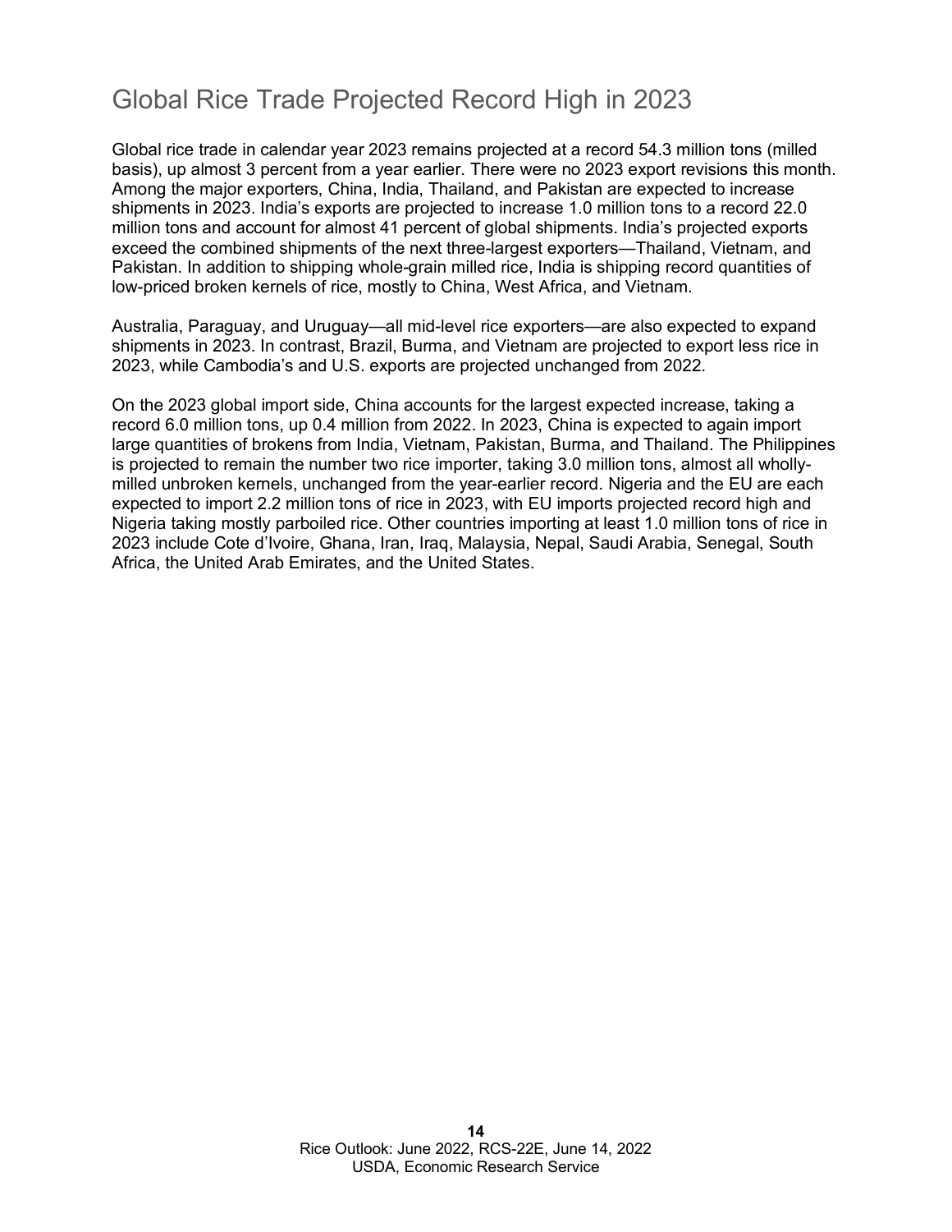# Global Rice Trade Projected Record High in 2023

Global rice trade in calendar year 2023 remains projected at a record 54.3 million tons (milled basis), up almost 3 percent from a year earlier. There were no 2023 export revisions this month. Among the major exporters, China, India, Thailand, and Pakistan are expected to increase shipments in 2023. India's exports are projected to increase 1.0 million tons to a record 22.0 million tons and account for almost 41 percent of global shipments. India's projected exports exceed the combined shipments of the next three-largest exporters—Thailand, Vietnam, and Pakistan. In addition to shipping whole-grain milled rice, India is shipping record quantities of low-priced broken kernels of rice, mostly to China, West Africa, and Vietnam.

Australia, Paraguay, and Uruguay—all mid-level rice exporters—are also expected to expand shipments in 2023. In contrast, Brazil, Burma, and Vietnam are projected to export less rice in 2023, while Cambodia's and U.S. exports are projected unchanged from 2022.

On the 2023 global import side, China accounts for the largest expected increase, taking a record 6.0 million tons, up 0.4 million from 2022. In 2023, China is expected to again import large quantities of brokens from India, Vietnam, Pakistan, Burma, and Thailand. The Philippines is projected to remain the number two rice importer, taking 3.0 million tons, almost all wholly-milled unbroken kernels, unchanged from the year-earlier record. Nigeria and the EU are each expected to import 2.2 million tons of rice in 2023, with EU imports projected record high and Nigeria taking mostly parboiled rice. Other countries importing at least 1.0 million tons of rice in 2023 include Cote d'Ivoire, Ghana, Iran, Iraq, Malaysia, Nepal, Saudi Arabia, Senegal, South Africa, the United Arab Emirates, and the United States.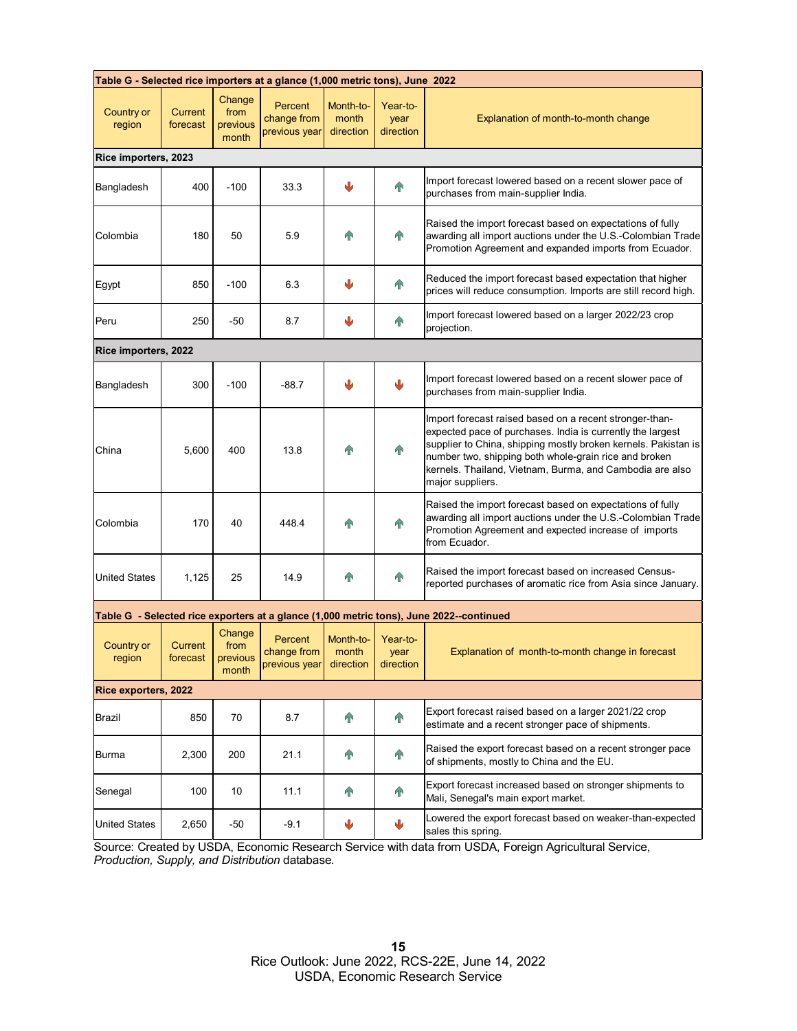**Table G - Selected rice importers at a glance (1,000 metric tons), June 2022**

| Country or region | Current forecast | Change from previous month | Percent change from previous year | Month-to-month direction | Year-to-year direction | Explanation of month-to-month change |
|---|---|---|---|---|---|---|
| **Rice importers, 2023** | | | | | | |
| Bangladesh | 400 | -100 | 33.3 | ↓ | ↑ | Import forecast lowered based on a recent slower pace of purchases from main-supplier India. |
| Colombia | 180 | 50 | 5.9 | ↑ | ↑ | Raised the import forecast based on expectations of fully awarding all import auctions under the U.S.-Colombian Trade Promotion Agreement and expanded imports from Ecuador. |
| Egypt | 850 | -100 | 6.3 | ↓ | ↑ | Reduced the import forecast based expectation that higher prices will reduce consumption. Imports are still record high. |
| Peru | 250 | -50 | 8.7 | ↓ | ↑ | Import forecast lowered based on a larger 2022/23 crop projection. |
| **Rice importers, 2022** | | | | | | |
| Bangladesh | 300 | -100 | -88.7 | ↓ | ↓ | Import forecast lowered based on a recent slower pace of purchases from main-supplier India. |
| China | 5,600 | 400 | 13.8 | ↑ | ↑ | Import forecast raised based on a recent stronger-than-expected pace of purchases. India is currently the largest supplier to China, shipping mostly broken kernels. Pakistan is number two, shipping both whole-grain rice and broken kernels. Thailand, Vietnam, Burma, and Cambodia are also major suppliers. |
| Colombia | 170 | 40 | 448.4 | ↑ | ↑ | Raised the import forecast based on expectations of fully awarding all import auctions under the U.S.-Colombian Trade Promotion Agreement and expected increase of imports from Ecuador. |
| United States | 1,125 | 25 | 14.9 | ↑ | ↑ | Raised the import forecast based on increased Census-reported purchases of aromatic rice from Asia since January. |

**Table G - Selected rice exporters at a glance (1,000 metric tons), June 2022--continued**

| Country or region | Current forecast | Change from previous month | Percent change from previous year | Month-to-month direction | Year-to-year direction | Explanation of month-to-month change in forecast |
|---|---|---|---|---|---|---|
| **Rice exporters, 2022** | | | | | | |
| Brazil | 850 | 70 | 8.7 | ↑ | ↑ | Export forecast raised based on a larger 2021/22 crop estimate and a recent stronger pace of shipments. |
| Burma | 2,300 | 200 | 21.1 | ↑ | ↑ | Raised the export forecast based on a recent stronger pace of shipments, mostly to China and the EU. |
| Senegal | 100 | 10 | 11.1 | ↑ | ↑ | Export forecast increased based on stronger shipments to Mali, Senegal's main export market. |
| United States | 2,650 | -50 | -9.1 | ↓ | ↓ | Lowered the export forecast based on weaker-than-expected sales this spring. |

Source: Created by USDA, Economic Research Service with data from USDA, Foreign Agricultural Service, *Production, Supply, and Distribution* database.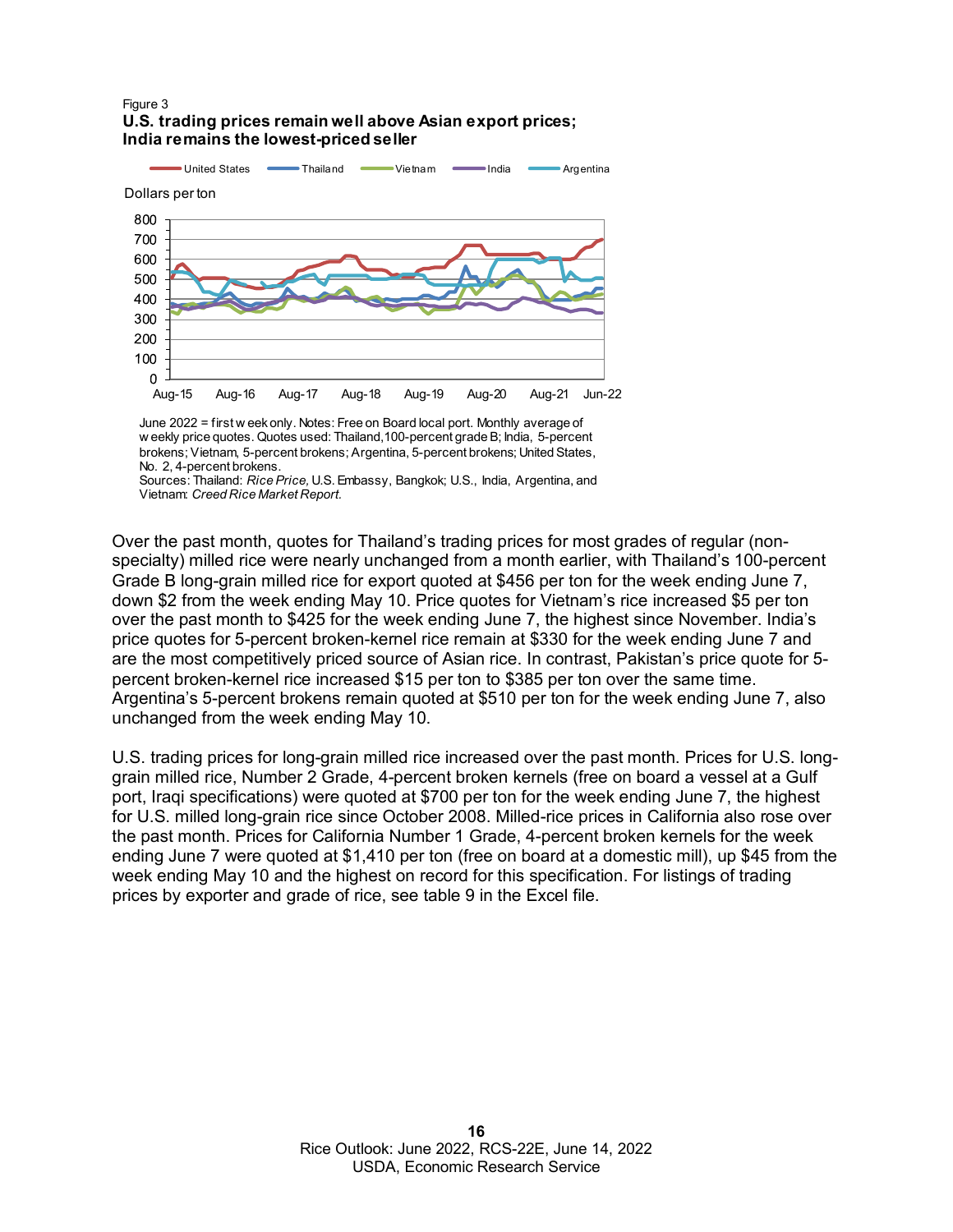Figure 3
**U.S. trading prices remain well above Asian export prices; India remains the lowest-priced seller**

June 2022 = first week only. Notes: Free on Board local port. Monthly average of weekly price quotes. Quotes used: Thailand,100-percent grade B; India, 5-percent brokens; Vietnam, 5-percent brokens; Argentina, 5-percent brokens; United States, No. 2, 4-percent brokens.
Sources: Thailand: *Rice Price,* U.S. Embassy, Bangkok; U.S., India, Argentina, and Vietnam: *Creed Rice Market Report.*

Over the past month, quotes for Thailand's trading prices for most grades of regular (non-specialty) milled rice were nearly unchanged from a month earlier, with Thailand's 100-percent Grade B long-grain milled rice for export quoted at $456 per ton for the week ending June 7, down $2 from the week ending May 10. Price quotes for Vietnam's rice increased $5 per ton over the past month to $425 for the week ending June 7, the highest since November. India's price quotes for 5-percent broken-kernel rice remain at $330 for the week ending June 7 and are the most competitively priced source of Asian rice. In contrast, Pakistan's price quote for 5-percent broken-kernel rice increased $15 per ton to $385 per ton over the same time. Argentina's 5-percent brokens remain quoted at $510 per ton for the week ending June 7, also unchanged from the week ending May 10.

U.S. trading prices for long-grain milled rice increased over the past month. Prices for U.S. long-grain milled rice, Number 2 Grade, 4-percent broken kernels (free on board a vessel at a Gulf port, Iraqi specifications) were quoted at $700 per ton for the week ending June 7, the highest for U.S. milled long-grain rice since October 2008. Milled-rice prices in California also rose over the past month. Prices for California Number 1 Grade, 4-percent broken kernels for the week ending June 7 were quoted at $1,410 per ton (free on board at a domestic mill), up $45 from the week ending May 10 and the highest on record for this specification. For listings of trading prices by exporter and grade of rice, see table 9 in the Excel file.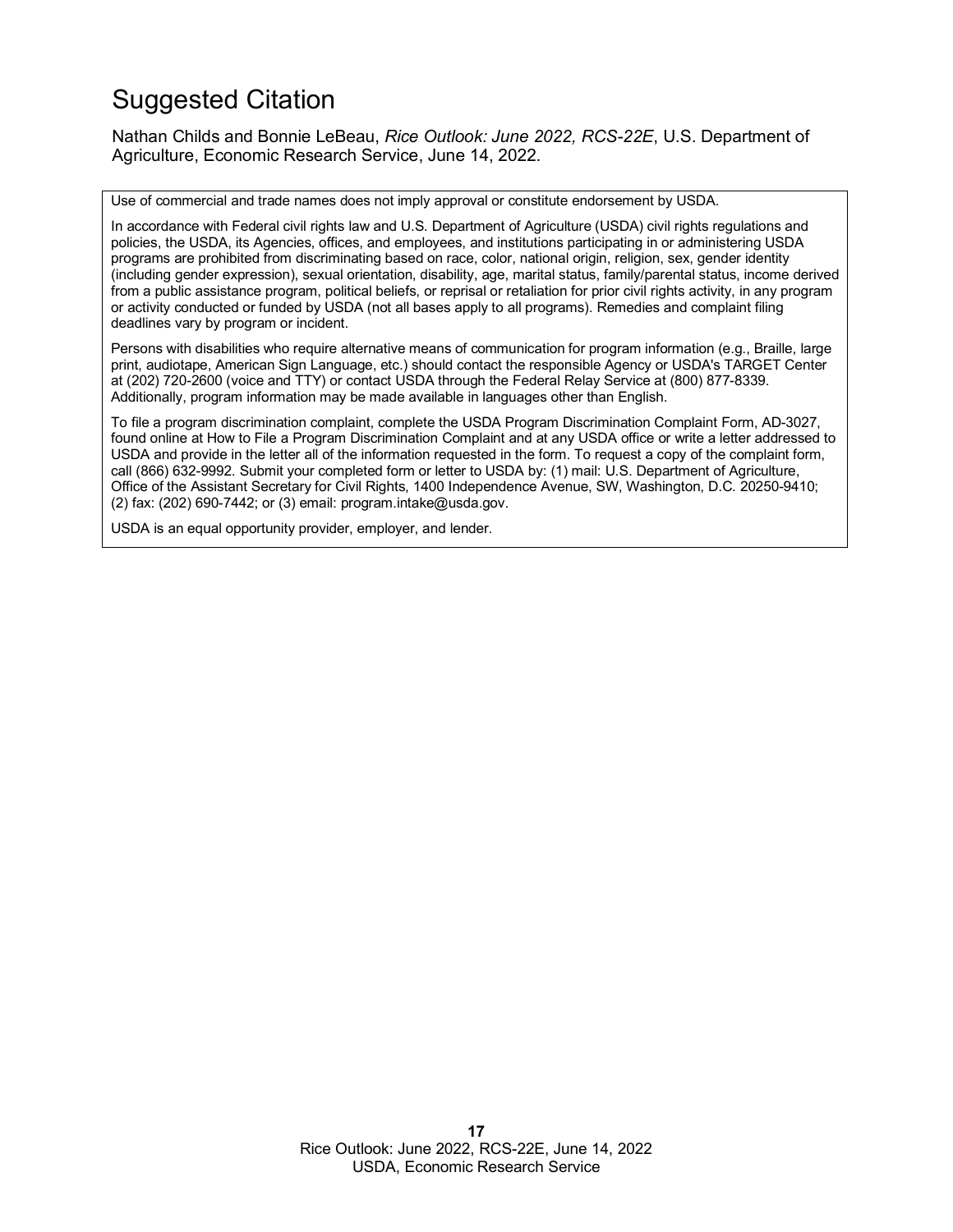# Suggested Citation

Nathan Childs and Bonnie LeBeau, *Rice Outlook: June 2022, RCS-22E*, U.S. Department of Agriculture, Economic Research Service, June 14, 2022.

Use of commercial and trade names does not imply approval or constitute endorsement by USDA.

In accordance with Federal civil rights law and U.S. Department of Agriculture (USDA) civil rights regulations and policies, the USDA, its Agencies, offices, and employees, and institutions participating in or administering USDA programs are prohibited from discriminating based on race, color, national origin, religion, sex, gender identity (including gender expression), sexual orientation, disability, age, marital status, family/parental status, income derived from a public assistance program, political beliefs, or reprisal or retaliation for prior civil rights activity, in any program or activity conducted or funded by USDA (not all bases apply to all programs). Remedies and complaint filing deadlines vary by program or incident.

Persons with disabilities who require alternative means of communication for program information (e.g., Braille, large print, audiotape, American Sign Language, etc.) should contact the responsible Agency or USDA's TARGET Center at (202) 720-2600 (voice and TTY) or contact USDA through the Federal Relay Service at (800) 877-8339. Additionally, program information may be made available in languages other than English.

To file a program discrimination complaint, complete the USDA Program Discrimination Complaint Form, AD-3027, found online at How to File a Program Discrimination Complaint and at any USDA office or write a letter addressed to USDA and provide in the letter all of the information requested in the form. To request a copy of the complaint form, call (866) 632-9992. Submit your completed form or letter to USDA by: (1) mail: U.S. Department of Agriculture, Office of the Assistant Secretary for Civil Rights, 1400 Independence Avenue, SW, Washington, D.C. 20250-9410; (2) fax: (202) 690-7442; or (3) email: program.intake@usda.gov.

USDA is an equal opportunity provider, employer, and lender.